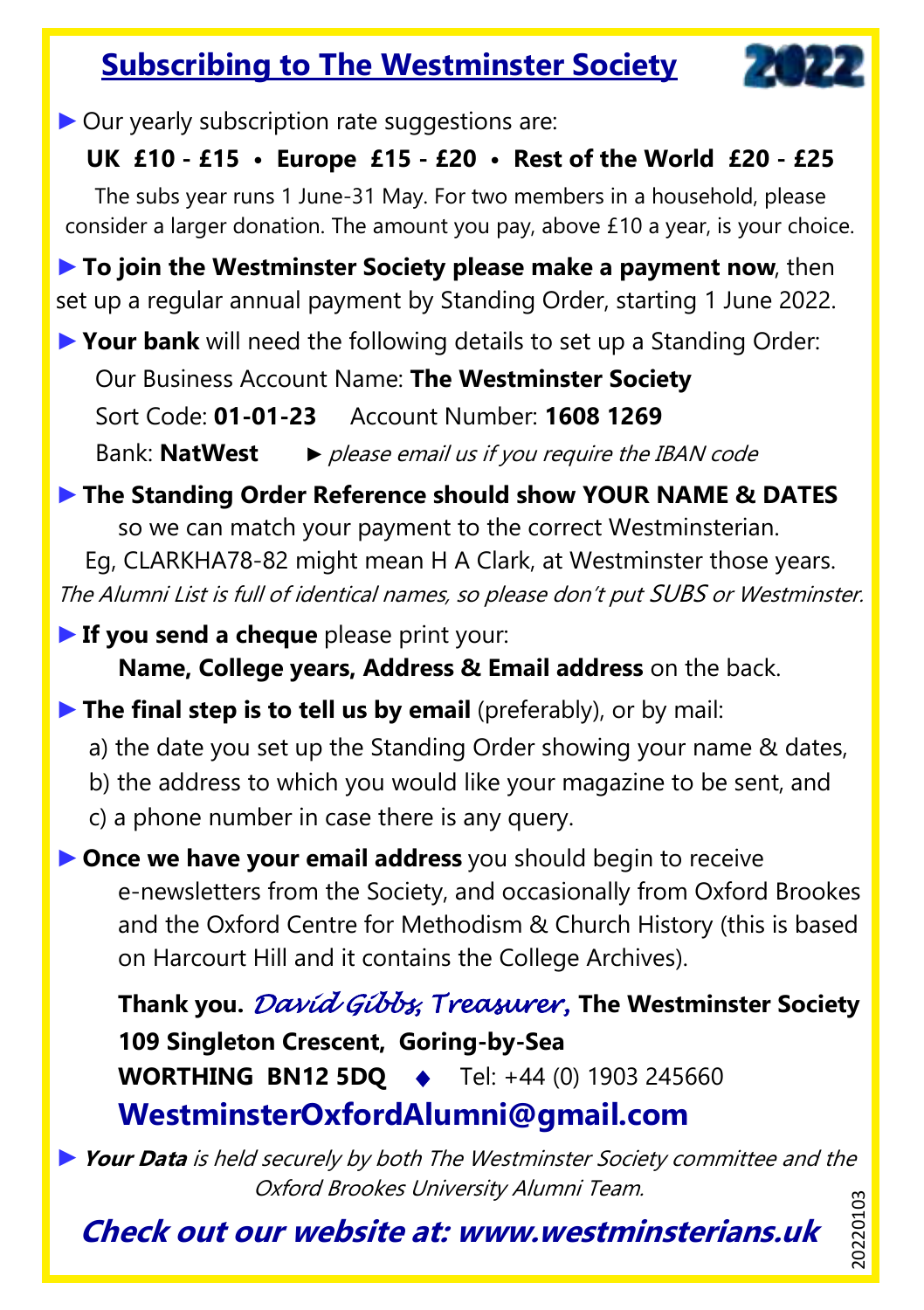# Subscribing to The Westminster Society

2022

► Our yearly subscription rate suggestions are:

**UK £10 - £15 • Europe £15 - £20 • Rest of the World £20 - £25**

The subs year runs 1 June-31 May. For two members in a household, please consider a larger donation. The amount you pay, above £10 a year, is your choice.

► **To join the Westminster Society please make a payment now**, then set up a regular annual payment by Standing Order, starting 1 June 2022.

► **Your bank** will need the following details to set up a Standing Order:

Our Business Account Name: **The Westminster Society**

Sort Code: **01-01-23** Account Number: **1608 1269**

Bank: **NatWest** ► *please email us if you require the IBAN code*

► **The Standing Order Reference should show YOUR NAME & DATES** so we can match your payment to the correct Westminsterian.

Eg, CLARKHA78-82 might mean H A Clark, at Westminster those years.

*The Alumni List is full of identical names, so please don't put SUBS or Westminster.*

► **If you send a cheque** please print your:

**Name, College years, Address & Email address** on the back.

► **The final step is to tell us by email** (preferably), or by mail:

a) the date you set up the Standing Order showing your name & dates,

b) the address to which you would like your magazine to be sent, and

c) a phone number in case there is any query.

► **Once we have your email address** you should begin to receive e-newsletters from the Society, and occasionally from Oxford Brookes and the Oxford Centre for Methodism & Church History (this is based on Harcourt Hill and it contains the College Archives).

**Thank you.** *David Gibbs, Treasurer,* **The Westminster Society**
**109 Singleton Crescent, Goring-by-Sea**
**WORTHING BN12 5DQ** ◆ Tel: +44 (0) 1903 245660
**WestminsterOxfordAlumni@gmail.com**

► ***Your Data*** *is held securely by both The Westminster Society committee and the Oxford Brookes University Alumni Team.*

***Check out our website at: www.westminsterians.uk***

20220103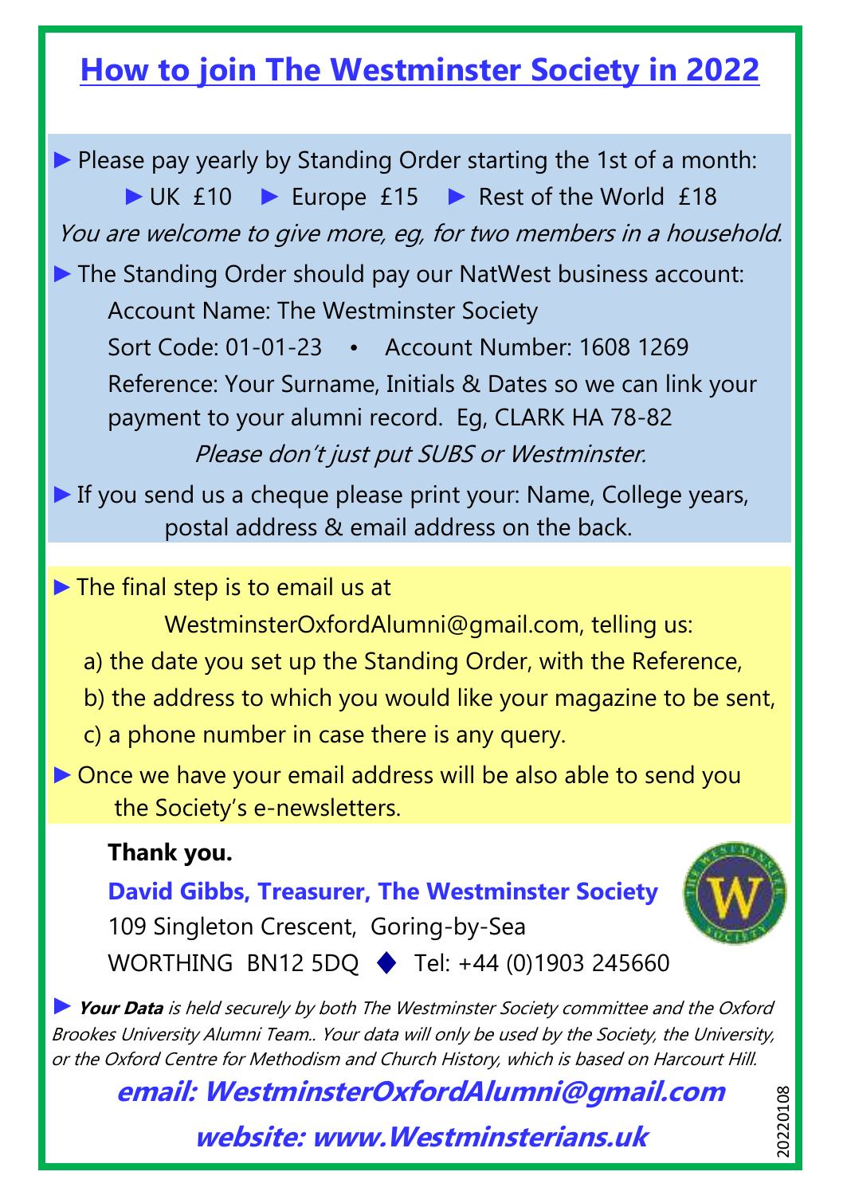# How to join The Westminster Society in 2022

► Please pay yearly by Standing Order starting the 1st of a month:

► UK £10 ► Europe £15 ► Rest of the World £18

*You are welcome to give more, eg, for two members in a household.*

► The Standing Order should pay our NatWest business account:

Account Name: The Westminster Society

Sort Code: 01-01-23 • Account Number: 1608 1269

Reference: Your Surname, Initials & Dates so we can link your payment to your alumni record. Eg, CLARK HA 78-82

*Please don't just put SUBS or Westminster.*

► If you send us a cheque please print your: Name, College years, postal address & email address on the back.

► The final step is to email us at WestminsterOxfordAlumni@gmail.com, telling us:

a) the date you set up the Standing Order, with the Reference,

b) the address to which you would like your magazine to be sent,

c) a phone number in case there is any query.

► Once we have your email address will be also able to send you the Society's e-newsletters.

**Thank you.**

**David Gibbs, Treasurer, The Westminster Society**

109 Singleton Crescent, Goring-by-Sea

WORTHING BN12 5DQ ◆ Tel: +44 (0)1903 245660

► ***Your Data*** *is held securely by both The Westminster Society committee and the Oxford Brookes University Alumni Team.. Your data will only be used by the Society, the University, or the Oxford Centre for Methodism and Church History, which is based on Harcourt Hill.*

**email: WestminsterOxfordAlumni@gmail.com**

**website: www.Westminsterians.uk**

20220108